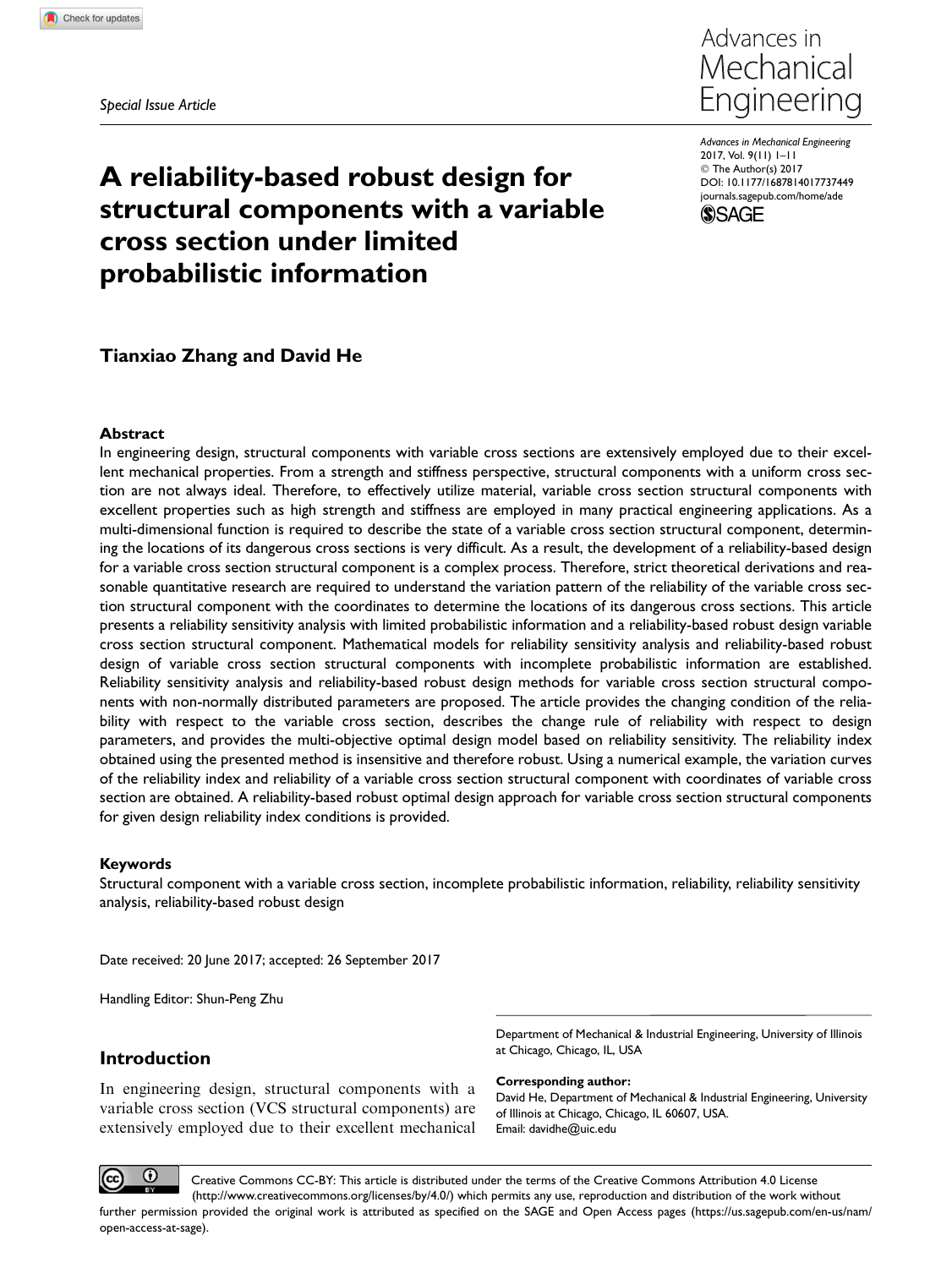Special Issue Article

# A reliability-based robust design for structural components with a variable cross section under limited probabilistic information

Advances in Mechanical Engineering
2017, Vol. 9(11) 1–11
© The Author(s) 2017
DOI: 10.1177/1687814017737449
journals.sagepub.com/home/ade

**Tianxiao Zhang and David He**

### Abstract

In engineering design, structural components with variable cross sections are extensively employed due to their excellent mechanical properties. From a strength and stiffness perspective, structural components with a uniform cross section are not always ideal. Therefore, to effectively utilize material, variable cross section structural components with excellent properties such as high strength and stiffness are employed in many practical engineering applications. As a multi-dimensional function is required to describe the state of a variable cross section structural component, determining the locations of its dangerous cross sections is very difficult. As a result, the development of a reliability-based design for a variable cross section structural component is a complex process. Therefore, strict theoretical derivations and reasonable quantitative research are required to understand the variation pattern of the reliability of the variable cross section structural component with the coordinates to determine the locations of its dangerous cross sections. This article presents a reliability sensitivity analysis with limited probabilistic information and a reliability-based robust design variable cross section structural component. Mathematical models for reliability sensitivity analysis and reliability-based robust design of variable cross section structural components with incomplete probabilistic information are established. Reliability sensitivity analysis and reliability-based robust design methods for variable cross section structural components with non-normally distributed parameters are proposed. The article provides the changing condition of the reliability with respect to the variable cross section, describes the change rule of reliability with respect to design parameters, and provides the multi-objective optimal design model based on reliability sensitivity. The reliability index obtained using the presented method is insensitive and therefore robust. Using a numerical example, the variation curves of the reliability index and reliability of a variable cross section structural component with coordinates of variable cross section are obtained. A reliability-based robust optimal design approach for variable cross section structural components for given design reliability index conditions is provided.

### Keywords

Structural component with a variable cross section, incomplete probabilistic information, reliability, reliability sensitivity analysis, reliability-based robust design

Date received: 20 June 2017; accepted: 26 September 2017

Handling Editor: Shun-Peng Zhu

Department of Mechanical & Industrial Engineering, University of Illinois at Chicago, Chicago, IL, USA

**Corresponding author:**
David He, Department of Mechanical & Industrial Engineering, University of Illinois at Chicago, Chicago, IL 60607, USA.
Email: davidhe@uic.edu

## Introduction

In engineering design, structural components with a variable cross section (VCS structural components) are extensively employed due to their excellent mechanical

Creative Commons CC-BY: This article is distributed under the terms of the Creative Commons Attribution 4.0 License (http://www.creativecommons.org/licenses/by/4.0/) which permits any use, reproduction and distribution of the work without further permission provided the original work is attributed as specified on the SAGE and Open Access pages (https://us.sagepub.com/en-us/nam/open-access-at-sage).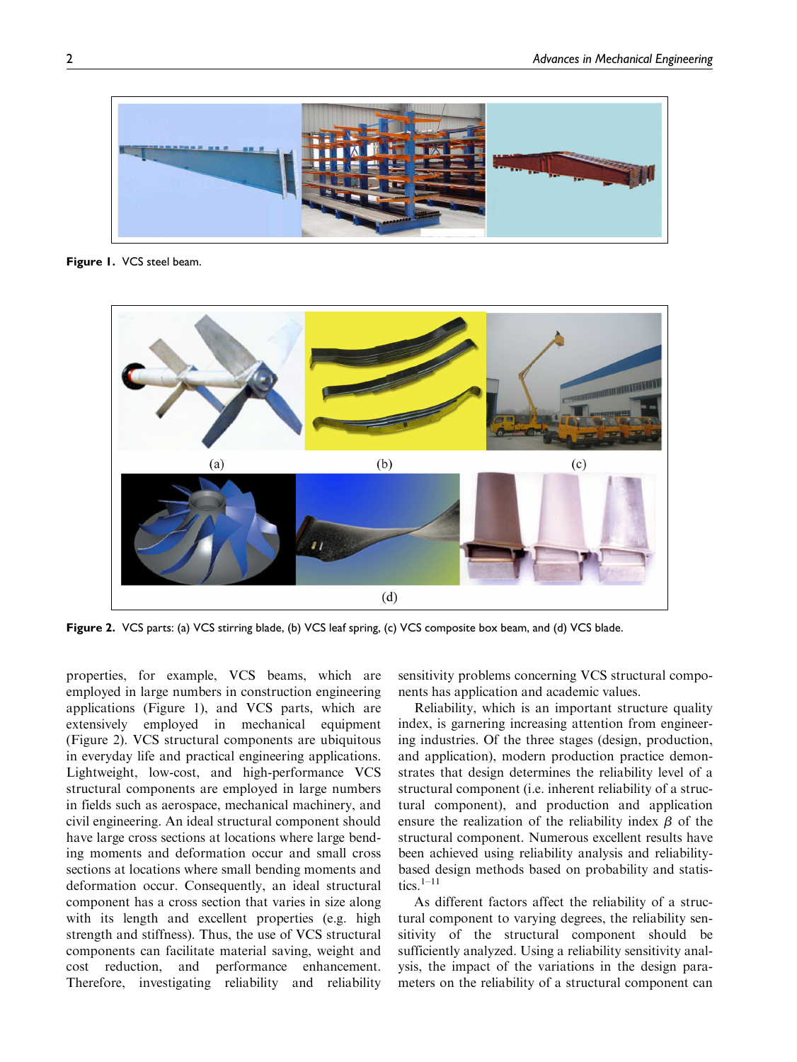Figure 1. VCS steel beam.

Figure 2. VCS parts: (a) VCS stirring blade, (b) VCS leaf spring, (c) VCS composite box beam, and (d) VCS blade.

properties, for example, VCS beams, which are employed in large numbers in construction engineering applications (Figure 1), and VCS parts, which are extensively employed in mechanical equipment (Figure 2). VCS structural components are ubiquitous in everyday life and practical engineering applications. Lightweight, low-cost, and high-performance VCS structural components are employed in large numbers in fields such as aerospace, mechanical machinery, and civil engineering. An ideal structural component should have large cross sections at locations where large bending moments and deformation occur and small cross sections at locations where small bending moments and deformation occur. Consequently, an ideal structural component has a cross section that varies in size along with its length and excellent properties (e.g. high strength and stiffness). Thus, the use of VCS structural components can facilitate material saving, weight and cost reduction, and performance enhancement. Therefore, investigating reliability and reliability sensitivity problems concerning VCS structural components has application and academic values.

Reliability, which is an important structure quality index, is garnering increasing attention from engineering industries. Of the three stages (design, production, and application), modern production practice demonstrates that design determines the reliability level of a structural component (i.e. inherent reliability of a structural component), and production and application ensure the realization of the reliability index $\beta$ of the structural component. Numerous excellent results have been achieved using reliability analysis and reliability-based design methods based on probability and statistics.[1–11]

As different factors affect the reliability of a structural component to varying degrees, the reliability sensitivity of the structural component should be sufficiently analyzed. Using a reliability sensitivity analysis, the impact of the variations in the design parameters on the reliability of a structural component can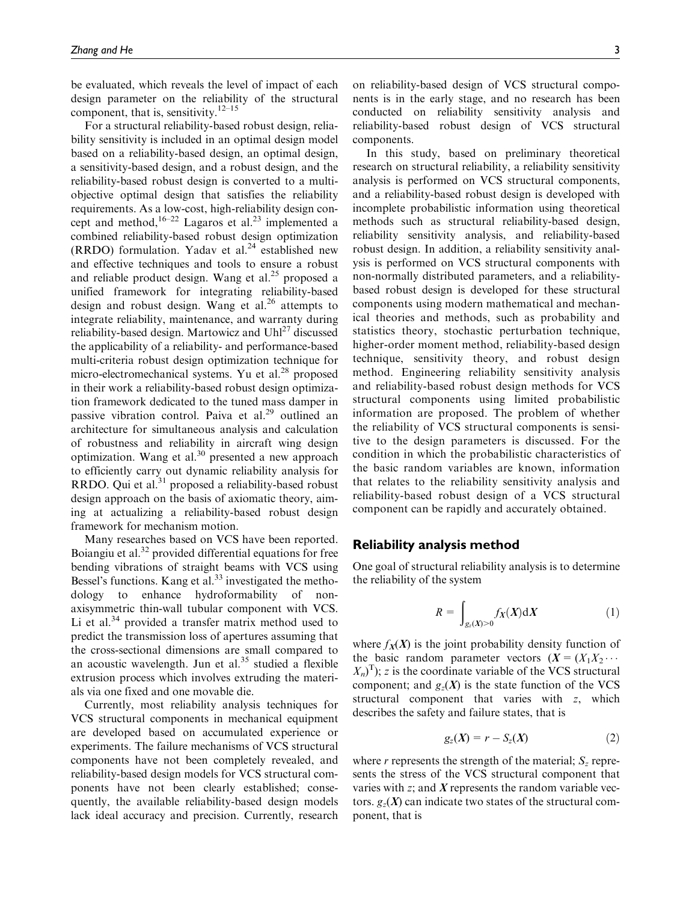be evaluated, which reveals the level of impact of each design parameter on the reliability of the structural component, that is, sensitivity.[12–15]

For a structural reliability-based robust design, reliability sensitivity is included in an optimal design model based on a reliability-based design, an optimal design, a sensitivity-based design, and a robust design, and the reliability-based robust design is converted to a multi-objective optimal design that satisfies the reliability requirements. As a low-cost, high-reliability design concept and method,[16–22] Lagaros et al.[23] implemented a combined reliability-based robust design optimization (RRDO) formulation. Yadav et al.[24] established new and effective techniques and tools to ensure a robust and reliable product design. Wang et al.[25] proposed a unified framework for integrating reliability-based design and robust design. Wang et al.[26] attempts to integrate reliability, maintenance, and warranty during reliability-based design. Martowicz and Uhl[27] discussed the applicability of a reliability- and performance-based multi-criteria robust design optimization technique for micro-electromechanical systems. Yu et al.[28] proposed in their work a reliability-based robust design optimization framework dedicated to the tuned mass damper in passive vibration control. Paiva et al.[29] outlined an architecture for simultaneous analysis and calculation of robustness and reliability in aircraft wing design optimization. Wang et al.[30] presented a new approach to efficiently carry out dynamic reliability analysis for RRDO. Qui et al.[31] proposed a reliability-based robust design approach on the basis of axiomatic theory, aiming at actualizing a reliability-based robust design framework for mechanism motion.

Many researches based on VCS have been reported. Boiangiu et al.[32] provided differential equations for free bending vibrations of straight beams with VCS using Bessel's functions. Kang et al.[33] investigated the methodology to enhance hydroformability of non-axisymmetric thin-wall tubular component with VCS. Li et al.[34] provided a transfer matrix method used to predict the transmission loss of apertures assuming that the cross-sectional dimensions are small compared to an acoustic wavelength. Jun et al.[35] studied a flexible extrusion process which involves extruding the materials via one fixed and one movable die.

Currently, most reliability analysis techniques for VCS structural components in mechanical equipment are developed based on accumulated experience or experiments. The failure mechanisms of VCS structural components have not been completely revealed, and reliability-based design models for VCS structural components have not been clearly established; consequently, the available reliability-based design models lack ideal accuracy and precision. Currently, research on reliability-based design of VCS structural components is in the early stage, and no research has been conducted on reliability sensitivity analysis and reliability-based robust design of VCS structural components.

In this study, based on preliminary theoretical research on structural reliability, a reliability sensitivity analysis is performed on VCS structural components, and a reliability-based robust design is developed with incomplete probabilistic information using theoretical methods such as structural reliability-based design, reliability sensitivity analysis, and reliability-based robust design. In addition, a reliability sensitivity analysis is performed on VCS structural components with non-normally distributed parameters, and a reliability-based robust design is developed for these structural components using modern mathematical and mechanical theories and methods, such as probability and statistics theory, stochastic perturbation technique, higher-order moment method, reliability-based design technique, sensitivity theory, and robust design method. Engineering reliability sensitivity analysis and reliability-based robust design methods for VCS structural components using limited probabilistic information are proposed. The problem of whether the reliability of VCS structural components is sensitive to the design parameters is discussed. For the condition in which the probabilistic characteristics of the basic random variables are known, information that relates to the reliability sensitivity analysis and reliability-based robust design of a VCS structural component can be rapidly and accurately obtained.

## Reliability analysis method

One goal of structural reliability analysis is to determine the reliability of the system

$$R = \int_{g_z(\boldsymbol{X})>0} f_{\boldsymbol{X}}(\boldsymbol{X})\mathrm{d}\boldsymbol{X} \tag{1}$$

where $f_{\boldsymbol{X}}(\boldsymbol{X})$ is the joint probability density function of the basic random parameter vectors ($\boldsymbol{X} = (X_1 X_2 \cdots X_n)^{\mathrm{T}}$); $z$ is the coordinate variable of the VCS structural component; and $g_z(\boldsymbol{X})$ is the state function of the VCS structural component that varies with $z$, which describes the safety and failure states, that is

$$g_z(\boldsymbol{X}) = r - S_z(\boldsymbol{X}) \tag{2}$$

where $r$ represents the strength of the material; $S_z$ represents the stress of the VCS structural component that varies with $z$; and $\boldsymbol{X}$ represents the random variable vectors. $g_z(\boldsymbol{X})$ can indicate two states of the structural component, that is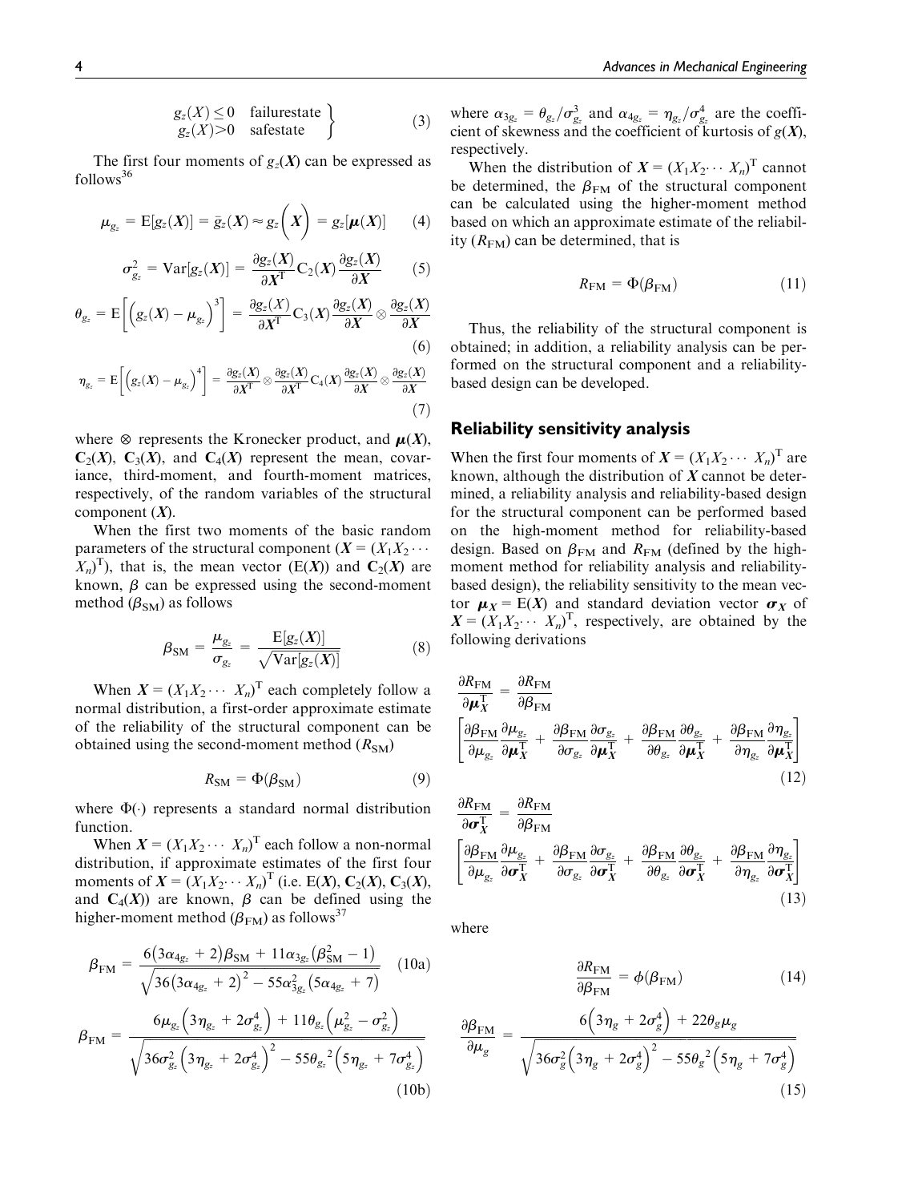$$\left.\begin{array}{ll} g_z(X) \leq 0 & \text{failurestate} \\ g_z(X) > 0 & \text{safestate} \end{array}\right\} \tag{3}$$

The first four moments of $g_z(\boldsymbol{X})$ can be expressed as follows[36]

$$\mu_{g_z} = \mathrm{E}[g_z(\boldsymbol{X})] = \bar{g}_z(\boldsymbol{X}) \approx g_z\left(\boldsymbol{X}\right) = g_z[\boldsymbol{\mu}(\boldsymbol{X})] \tag{4}$$

$$\sigma_{g_z}^2 = \mathrm{Var}[g_z(\boldsymbol{X})] = \frac{\partial g_z(\boldsymbol{X})}{\partial \boldsymbol{X}^{\mathrm{T}}} \mathrm{C}_2(\boldsymbol{X}) \frac{\partial g_z(\boldsymbol{X})}{\partial \boldsymbol{X}} \tag{5}$$

$$\theta_{g_z} = \mathrm{E}\left[\left(g_z(\boldsymbol{X}) - \mu_{g_z}\right)^3\right] = \frac{\partial g_z(X)}{\partial \boldsymbol{X}^{\mathrm{T}}} \mathrm{C}_3(\boldsymbol{X}) \frac{\partial g_z(\boldsymbol{X})}{\partial \boldsymbol{X}} \otimes \frac{\partial g_z(\boldsymbol{X})}{\partial \boldsymbol{X}} \tag{6}$$

$$\eta_{g_z} = \mathrm{E}\left[\left(g_z(\boldsymbol{X}) - \mu_{g_z}\right)^4\right] = \frac{\partial g_z(\boldsymbol{X})}{\partial \boldsymbol{X}^{\mathrm{T}}} \otimes \frac{\partial g_z(\boldsymbol{X})}{\partial \boldsymbol{X}^{\mathrm{T}}} \mathrm{C}_4(\boldsymbol{X}) \frac{\partial g_z(\boldsymbol{X})}{\partial \boldsymbol{X}} \otimes \frac{\partial g_z(\boldsymbol{X})}{\partial \boldsymbol{X}} \tag{7}$$

where $\otimes$ represents the Kronecker product, and $\boldsymbol{\mu}(\boldsymbol{X})$, $\mathbf{C}_2(\boldsymbol{X})$, $\mathbf{C}_3(\boldsymbol{X})$, and $\mathbf{C}_4(\boldsymbol{X})$ represent the mean, covariance, third-moment, and fourth-moment matrices, respectively, of the random variables of the structural component ($\boldsymbol{X}$).

When the first two moments of the basic random parameters of the structural component ($\boldsymbol{X} = (X_1 X_2 \cdots X_n)^{\mathrm{T}}$), that is, the mean vector ($\mathrm{E}(\boldsymbol{X})$) and $\mathbf{C}_2(\boldsymbol{X})$ are known, $\beta$ can be expressed using the second-moment method ($\beta_{\mathrm{SM}}$) as follows

$$\beta_{\mathrm{SM}} = \frac{\mu_{g_z}}{\sigma_{g_z}} = \frac{\mathrm{E}[g_z(\boldsymbol{X})]}{\sqrt{\mathrm{Var}[g_z(\boldsymbol{X})]}} \tag{8}$$

When $\boldsymbol{X} = (X_1 X_2 \cdots X_n)^{\mathrm{T}}$ each completely follow a normal distribution, a first-order approximate estimate of the reliability of the structural component can be obtained using the second-moment method ($R_{\mathrm{SM}}$)

$$R_{\mathrm{SM}} = \Phi(\beta_{\mathrm{SM}}) \tag{9}$$

where $\Phi(\cdot)$ represents a standard normal distribution function.

When $\boldsymbol{X} = (X_1 X_2 \cdots X_n)^{\mathrm{T}}$ each follow a non-normal distribution, if approximate estimates of the first four moments of $\boldsymbol{X} = (X_1 X_2 \cdots X_n)^{\mathrm{T}}$ (i.e. $\mathrm{E}(\boldsymbol{X})$, $\mathbf{C}_2(\boldsymbol{X})$, $\mathbf{C}_3(\boldsymbol{X})$, and $\mathbf{C}_4(\boldsymbol{X})$) are known, $\beta$ can be defined using the higher-moment method ($\beta_{\mathrm{FM}}$) as follows[37]

$$\beta_{\mathrm{FM}} = \frac{6\left(3\alpha_{4g_z} + 2\right)\beta_{\mathrm{SM}} + 11\alpha_{3g_z}\left(\beta_{\mathrm{SM}}^2 - 1\right)}{\sqrt{36\left(3\alpha_{4g_z} + 2\right)^2 - 55\alpha_{3g_z}^2\left(5\alpha_{4g_z} + 7\right)}} \tag{10a}$$

$$\beta_{\mathrm{FM}} = \frac{6\mu_{g_z}\left(3\eta_{g_z} + 2\sigma_{g_z}^4\right) + 11\theta_{g_z}\left(\mu_{g_z}^2 - \sigma_{g_z}^2\right)}{\sqrt{36\sigma_{g_z}^2\left(3\eta_{g_z} + 2\sigma_{g_z}^4\right)^2 - 55\theta_{g_z}{}^2\left(5\eta_{g_z} + 7\sigma_{g_z}^4\right)}} \tag{10b}$$

where $\alpha_{3g_z} = \theta_{g_z}/\sigma_{g_z}^3$ and $\alpha_{4g_z} = \eta_{g_z}/\sigma_{g_z}^4$ are the coefficient of skewness and the coefficient of kurtosis of $g(\boldsymbol{X})$, respectively.

When the distribution of $\boldsymbol{X} = (X_1 X_2 \cdots X_n)^{\mathrm{T}}$ cannot be determined, the $\beta_{\mathrm{FM}}$ of the structural component can be calculated using the higher-moment method based on which an approximate estimate of the reliability ($R_{\mathrm{FM}}$) can be determined, that is

$$R_{\mathrm{FM}} = \Phi(\beta_{\mathrm{FM}}) \tag{11}$$

Thus, the reliability of the structural component is obtained; in addition, a reliability analysis can be performed on the structural component and a reliability-based design can be developed.

## Reliability sensitivity analysis

When the first four moments of $\boldsymbol{X} = (X_1 X_2 \cdots X_n)^{\mathrm{T}}$ are known, although the distribution of $\boldsymbol{X}$ cannot be determined, a reliability analysis and reliability-based design for the structural component can be performed based on the high-moment method for reliability-based design. Based on $\beta_{\mathrm{FM}}$ and $R_{\mathrm{FM}}$ (defined by the high-moment method for reliability analysis and reliability-based design), the reliability sensitivity to the mean vector $\boldsymbol{\mu}_{\boldsymbol{X}} = \mathrm{E}(\boldsymbol{X})$ and standard deviation vector $\boldsymbol{\sigma}_{\boldsymbol{X}}$ of $\boldsymbol{X} = (X_1 X_2 \cdots X_n)^{\mathrm{T}}$, respectively, are obtained by the following derivations

$$\frac{\partial R_{\mathrm{FM}}}{\partial \boldsymbol{\mu}_X^{\mathrm{T}}} = \frac{\partial R_{\mathrm{FM}}}{\partial \beta_{\mathrm{FM}}} \left[\frac{\partial \beta_{\mathrm{FM}}}{\partial \mu_{g_z}} \frac{\partial \mu_{g_z}}{\partial \boldsymbol{\mu}_X^{\mathrm{T}}} + \frac{\partial \beta_{\mathrm{FM}}}{\partial \sigma_{g_z}} \frac{\partial \sigma_{g_z}}{\partial \boldsymbol{\mu}_X^{\mathrm{T}}} + \frac{\partial \beta_{\mathrm{FM}}}{\partial \theta_{g_z}} \frac{\partial \theta_{g_z}}{\partial \boldsymbol{\mu}_X^{\mathrm{T}}} + \frac{\partial \beta_{\mathrm{FM}}}{\partial \eta_{g_z}} \frac{\partial \eta_{g_z}}{\partial \boldsymbol{\mu}_X^{\mathrm{T}}}\right] \tag{12}$$

$$\frac{\partial R_{\mathrm{FM}}}{\partial \boldsymbol{\sigma}_X^{\mathrm{T}}} = \frac{\partial R_{\mathrm{FM}}}{\partial \beta_{\mathrm{FM}}} \left[\frac{\partial \beta_{\mathrm{FM}}}{\partial \mu_{g_z}} \frac{\partial \mu_{g_z}}{\partial \boldsymbol{\sigma}_X^{\mathrm{T}}} + \frac{\partial \beta_{\mathrm{FM}}}{\partial \sigma_{g_z}} \frac{\partial \sigma_{g_z}}{\partial \boldsymbol{\sigma}_X^{\mathrm{T}}} + \frac{\partial \beta_{\mathrm{FM}}}{\partial \theta_{g_z}} \frac{\partial \theta_{g_z}}{\partial \boldsymbol{\sigma}_X^{\mathrm{T}}} + \frac{\partial \beta_{\mathrm{FM}}}{\partial \eta_{g_z}} \frac{\partial \eta_{g_z}}{\partial \boldsymbol{\sigma}_X^{\mathrm{T}}}\right] \tag{13}$$

where

$$\frac{\partial R_{\mathrm{FM}}}{\partial \beta_{\mathrm{FM}}} = \phi(\beta_{\mathrm{FM}}) \tag{14}$$

$$\frac{\partial \beta_{\mathrm{FM}}}{\partial \mu_g} = \frac{6\left(3\eta_g + 2\sigma_g^4\right) + 22\theta_g \mu_g}{\sqrt{36\sigma_g^2\left(3\eta_g + 2\sigma_g^4\right)^2 - 55\theta_g{}^2\left(5\eta_g + 7\sigma_g^4\right)}} \tag{15}$$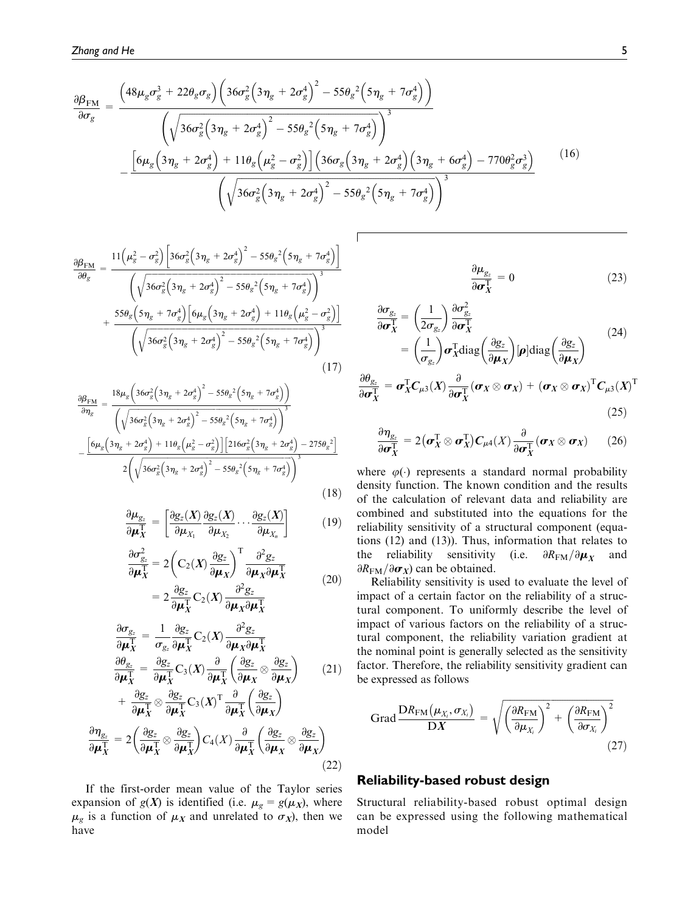$$\frac{\partial\beta_{\mathrm{FM}}}{\partial\sigma_g} = \frac{\left(48\mu_g\sigma_g^3 + 22\theta_g\sigma_g\right)\left(36\sigma_g^2\left(3\eta_g + 2\sigma_g^4\right)^2 - 55\theta_g{}^2\left(5\eta_g + 7\sigma_g^4\right)\right)}{\left(\sqrt{36\sigma_g^2\left(3\eta_g + 2\sigma_g^4\right)^2 - 55\theta_g{}^2\left(5\eta_g + 7\sigma_g^4\right)}\right)^3} - \frac{\left[6\mu_g\left(3\eta_g + 2\sigma_g^4\right) + 11\theta_g\left(\mu_g^2 - \sigma_g^2\right)\right]\left(36\sigma_g\left(3\eta_g + 2\sigma_g^4\right)\left(3\eta_g + 6\sigma_g^4\right) - 770\theta_g^2\sigma_g^3\right)}{\left(\sqrt{36\sigma_g^2\left(3\eta_g + 2\sigma_g^4\right)^2 - 55\theta_g{}^2\left(5\eta_g + 7\sigma_g^4\right)}\right)^3} \tag{16}$$

$$\frac{\partial\beta_{\mathrm{FM}}}{\partial\theta_g} = \frac{11\left(\mu_g^2 - \sigma_g^2\right)\left[36\sigma_g^2\left(3\eta_g + 2\sigma_g^4\right)^2 - 55\theta_g{}^2\left(5\eta_g + 7\sigma_g^4\right)\right]}{\left(\sqrt{36\sigma_g^2\left(3\eta_g + 2\sigma_g^4\right)^2 - 55\theta_g{}^2\left(5\eta_g + 7\sigma_g^4\right)}\right)^3} + \frac{55\theta_g\left(5\eta_g + 7\sigma_g^4\right)\left[6\mu_g\left(3\eta_g + 2\sigma_g^4\right) + 11\theta_g\left(\mu_g^2 - \sigma_g^2\right)\right]}{\left(\sqrt{36\sigma_g^2\left(3\eta_g + 2\sigma_g^4\right)^2 - 55\theta_g{}^2\left(5\eta_g + 7\sigma_g^4\right)}\right)^3} \tag{17}$$

$$\frac{\partial\beta_{\mathrm{FM}}}{\partial\eta_g} = \frac{18\mu_g\left(36\sigma_g^2\left(3\eta_g + 2\sigma_g^4\right)^2 - 55\theta_g{}^2\left(5\eta_g + 7\sigma_g^4\right)\right)}{\left(\sqrt{36\sigma_g^2\left(3\eta_g + 2\sigma_g^4\right)^2 - 55\theta_g{}^2\left(5\eta_g + 7\sigma_g^4\right)}\right)^3} - \frac{\left[6\mu_g\left(3\eta_g + 2\sigma_g^4\right) + 11\theta_g\left(\mu_g^2 - \sigma_g^2\right)\right]\left[216\sigma_g^2\left(3\eta_g + 2\sigma_g^4\right) - 275\theta_g{}^2\right]}{2\left(\sqrt{36\sigma_g^2\left(3\eta_g + 2\sigma_g^4\right)^2 - 55\theta_g{}^2\left(5\eta_g + 7\sigma_g^4\right)}\right)^3} \tag{18}$$

$$\frac{\partial\mu_{g_z}}{\partial\boldsymbol{\mu}_X^{\mathrm{T}}} = \left[\frac{\partial g_z(\boldsymbol{X})}{\partial\mu_{X_1}}\frac{\partial g_z(\boldsymbol{X})}{\partial\mu_{X_2}}\cdots\frac{\partial g_z(\boldsymbol{X})}{\partial\mu_{X_n}}\right] \tag{19}$$

$$\frac{\partial\sigma_{g_z}^2}{\partial\boldsymbol{\mu}_X^{\mathrm{T}}} = 2\left(\mathrm{C}_2(\boldsymbol{X})\frac{\partial g_z}{\partial\boldsymbol{\mu}_X}\right)^{\mathrm{T}}\frac{\partial^2 g_z}{\partial\boldsymbol{\mu}_X\partial\boldsymbol{\mu}_X^{\mathrm{T}}} = 2\frac{\partial g_z}{\partial\boldsymbol{\mu}_X^{\mathrm{T}}}\mathrm{C}_2(\boldsymbol{X})\frac{\partial^2 g_z}{\partial\boldsymbol{\mu}_X\partial\boldsymbol{\mu}_X^{\mathrm{T}}} \tag{20}$$

$$\begin{aligned}\frac{\partial\sigma_{g_z}}{\partial\boldsymbol{\mu}_X^{\mathrm{T}}} &= \frac{1}{\sigma_{g_z}}\frac{\partial g_z}{\partial\boldsymbol{\mu}_X^{\mathrm{T}}}\mathrm{C}_2(\boldsymbol{X})\frac{\partial^2 g_z}{\partial\boldsymbol{\mu}_X\partial\boldsymbol{\mu}_X^{\mathrm{T}}}\\ \frac{\partial\theta_{g_z}}{\partial\boldsymbol{\mu}_X^{\mathrm{T}}} &= \frac{\partial g_z}{\partial\boldsymbol{\mu}_X^{\mathrm{T}}}\mathrm{C}_3(\boldsymbol{X})\frac{\partial}{\partial\boldsymbol{\mu}_X^{\mathrm{T}}}\left(\frac{\partial g_z}{\partial\boldsymbol{\mu}_X}\otimes\frac{\partial g_z}{\partial\boldsymbol{\mu}_X}\right) + \frac{\partial g_z}{\partial\boldsymbol{\mu}_X^{\mathrm{T}}}\otimes\frac{\partial g_z}{\partial\boldsymbol{\mu}_X^{\mathrm{T}}}\mathrm{C}_3(\boldsymbol{X})^{\mathrm{T}}\frac{\partial}{\partial\boldsymbol{\mu}_X^{\mathrm{T}}}\left(\frac{\partial g_z}{\partial\boldsymbol{\mu}_X}\right)\end{aligned} \tag{21}$$

$$\frac{\partial\eta_{g_z}}{\partial\boldsymbol{\mu}_X^{\mathrm{T}}} = 2\left(\frac{\partial g_z}{\partial\boldsymbol{\mu}_X^{\mathrm{T}}}\otimes\frac{\partial g_z}{\partial\boldsymbol{\mu}_X^{\mathrm{T}}}\right)C_4(X)\frac{\partial}{\partial\boldsymbol{\mu}_X^{\mathrm{T}}}\left(\frac{\partial g_z}{\partial\boldsymbol{\mu}_X}\otimes\frac{\partial g_z}{\partial\boldsymbol{\mu}_X}\right) \tag{22}$$

If the first-order mean value of the Taylor series expansion of $g(\boldsymbol{X})$ is identified (i.e. $\mu_g = g(\boldsymbol{\mu}_X)$, where $\mu_g$ is a function of $\boldsymbol{\mu}_X$ and unrelated to $\boldsymbol{\sigma}_X$), then we have

$$\frac{\partial\mu_{g_z}}{\partial\boldsymbol{\sigma}_X^{\mathrm{T}}} = 0 \tag{23}$$

$$\frac{\partial\sigma_{g_z}}{\partial\boldsymbol{\sigma}_X^{\mathrm{T}}} = \left(\frac{1}{2\sigma_{g_z}}\right)\frac{\partial\sigma_{g_z}^2}{\partial\boldsymbol{\sigma}_X^{\mathrm{T}}} = \left(\frac{1}{\sigma_{g_z}}\right)\boldsymbol{\sigma}_X^{\mathrm{T}}\mathrm{diag}\left(\frac{\partial g_z}{\partial\boldsymbol{\mu}_X}\right)[\boldsymbol{\rho}]\mathrm{diag}\left(\frac{\partial g_z}{\partial\boldsymbol{\mu}_X}\right) \tag{24}$$

$$\frac{\partial\theta_{g_z}}{\partial\boldsymbol{\sigma}_X^{\mathrm{T}}} = \boldsymbol{\sigma}_X^{\mathrm{T}}\boldsymbol{C}_{\mu3}(\boldsymbol{X})\frac{\partial}{\partial\boldsymbol{\sigma}_X^{\mathrm{T}}}(\boldsymbol{\sigma}_X\otimes\boldsymbol{\sigma}_X) + (\boldsymbol{\sigma}_X\otimes\boldsymbol{\sigma}_X)^{\mathrm{T}}\boldsymbol{C}_{\mu3}(\boldsymbol{X})^{\mathrm{T}} \tag{25}$$

$$\frac{\partial\eta_{g_z}}{\partial\boldsymbol{\sigma}_X^{\mathrm{T}}} = 2\left(\boldsymbol{\sigma}_X^{\mathrm{T}}\otimes\boldsymbol{\sigma}_X^{\mathrm{T}}\right)\boldsymbol{C}_{\mu4}(X)\frac{\partial}{\partial\boldsymbol{\sigma}_X^{\mathrm{T}}}(\boldsymbol{\sigma}_X\otimes\boldsymbol{\sigma}_X) \tag{26}$$

where $\varphi(\cdot)$ represents a standard normal probability density function. The known condition and the results of the calculation of relevant data and reliability are combined and substituted into the equations for the reliability sensitivity of a structural component (equations (12) and (13)). Thus, information that relates to the reliability sensitivity (i.e. $\partial R_{\mathrm{FM}}/\partial\boldsymbol{\mu}_X$ and $\partial R_{\mathrm{FM}}/\partial\boldsymbol{\sigma}_X$) can be obtained.

Reliability sensitivity is used to evaluate the level of impact of a certain factor on the reliability of a structural component. To uniformly describe the level of impact of various factors on the reliability of a structural component, the reliability variation gradient at the nominal point is generally selected as the sensitivity factor. Therefore, the reliability sensitivity gradient can be expressed as follows

$$\mathrm{Grad}\frac{\mathrm{D}R_{\mathrm{FM}}\left(\mu_{X_i},\sigma_{X_i}\right)}{\mathrm{D}\boldsymbol{X}} = \sqrt{\left(\frac{\partial R_{\mathrm{FM}}}{\partial\mu_{X_i}}\right)^2 + \left(\frac{\partial R_{\mathrm{FM}}}{\partial\sigma_{X_i}}\right)^2} \tag{27}$$

## Reliability-based robust design

Structural reliability-based robust optimal design can be expressed using the following mathematical model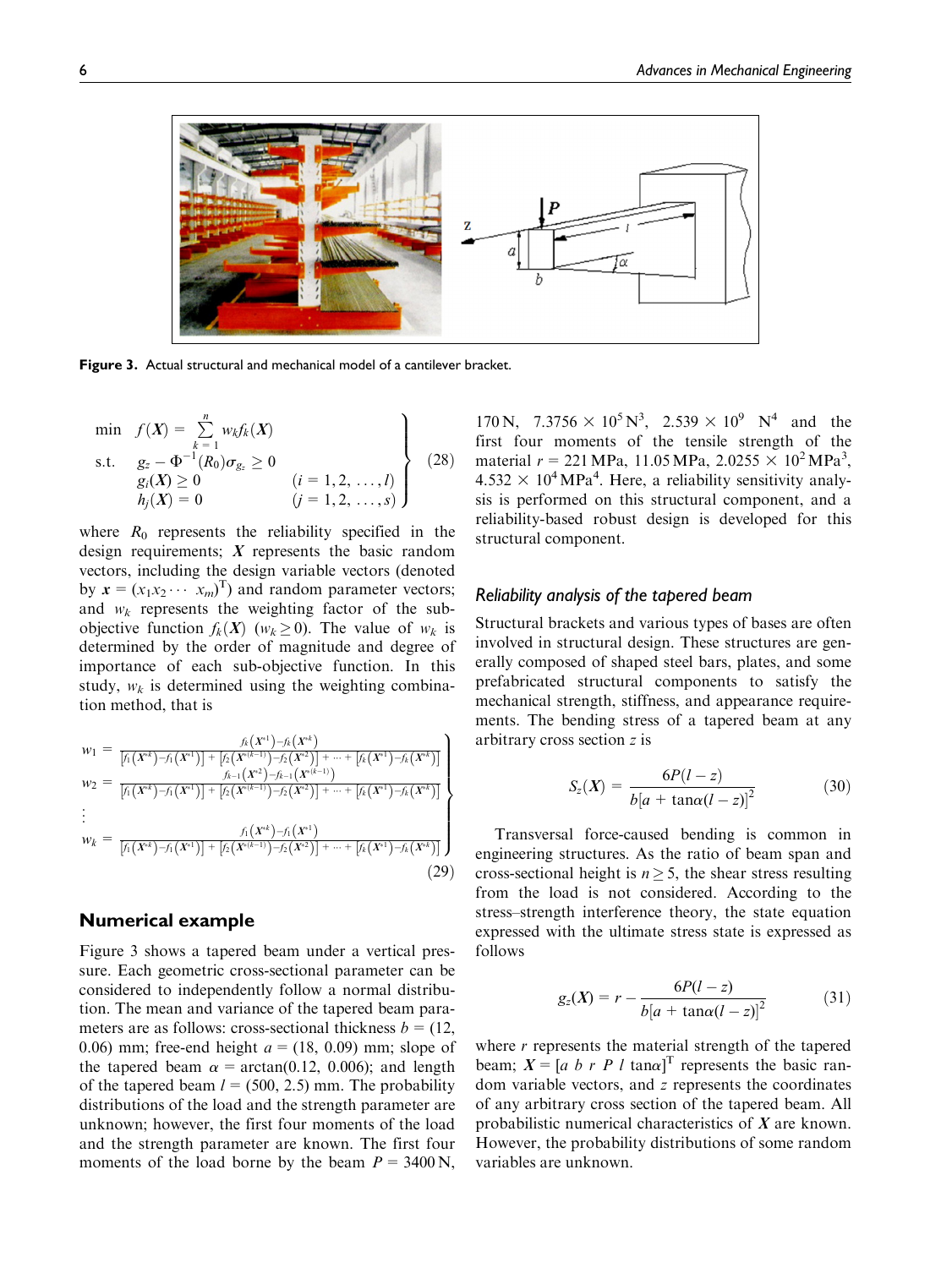Figure 3. Actual structural and mechanical model of a cantilever bracket.

$$
\left.\begin{aligned}
\min \quad & f(\boldsymbol{X}) = \sum_{k=1}^{n} w_k f_k(\boldsymbol{X}) \\
\text{s.t.} \quad & g_z - \Phi^{-1}(R_0)\sigma_{g_z} \geq 0 \\
& g_i(\boldsymbol{X}) \geq 0 \qquad (i = 1, 2, \ldots, l) \\
& h_j(\boldsymbol{X}) = 0 \qquad (j = 1, 2, \ldots, s)
\end{aligned}\right\} \tag{28}
$$

where $R_0$ represents the reliability specified in the design requirements; $\boldsymbol{X}$ represents the basic random vectors, including the design variable vectors (denoted by $\boldsymbol{x} = (x_1 x_2 \cdots x_m)^{\mathrm{T}}$) and random parameter vectors; and $w_k$ represents the weighting factor of the sub-objective function $f_k(\boldsymbol{X})$ ($w_k \geq 0$). The value of $w_k$ is determined by the order of magnitude and degree of importance of each sub-objective function. In this study, $w_k$ is determined using the weighting combination method, that is

$$
\left.\begin{aligned}
w_1 &= \frac{f_k(\boldsymbol{X}^{*1}) - f_k(\boldsymbol{X}^{*k})}{\left[f_1(\boldsymbol{X}^{*k}) - f_1(\boldsymbol{X}^{*1})\right] + \left[f_2(\boldsymbol{X}^{*(k-1)}) - f_2(\boldsymbol{X}^{*2})\right] + \cdots + \left[f_k(\boldsymbol{X}^{*1}) - f_k(\boldsymbol{X}^{*k})\right]} \\
w_2 &= \frac{f_{k-1}(\boldsymbol{X}^{*2}) - f_{k-1}(\boldsymbol{X}^{*(k-1)})}{\left[f_1(\boldsymbol{X}^{*k}) - f_1(\boldsymbol{X}^{*1})\right] + \left[f_2(\boldsymbol{X}^{*(k-1)}) - f_2(\boldsymbol{X}^{*2})\right] + \cdots + \left[f_k(\boldsymbol{X}^{*1}) - f_k(\boldsymbol{X}^{*k})\right]} \\
&\vdots \\
w_k &= \frac{f_1(\boldsymbol{X}^{*k}) - f_1(\boldsymbol{X}^{*1})}{\left[f_1(\boldsymbol{X}^{*k}) - f_1(\boldsymbol{X}^{*1})\right] + \left[f_2(\boldsymbol{X}^{*(k-1)}) - f_2(\boldsymbol{X}^{*2})\right] + \cdots + \left[f_k(\boldsymbol{X}^{*1}) - f_k(\boldsymbol{X}^{*k})\right]}
\end{aligned}\right\} \tag{29}
$$

## Numerical example

Figure 3 shows a tapered beam under a vertical pressure. Each geometric cross-sectional parameter can be considered to independently follow a normal distribution. The mean and variance of the tapered beam parameters are as follows: cross-sectional thickness $b = (12, 0.06)$ mm; free-end height $a = (18, 0.09)$ mm; slope of the tapered beam $\alpha = \arctan(0.12, 0.006)$; and length of the tapered beam $l = (500, 2.5)$ mm. The probability distributions of the load and the strength parameter are unknown; however, the first four moments of the load and the strength parameter are known. The first four moments of the load borne by the beam $P = 3400$ N, 170 N, $7.3756 \times 10^5\,\mathrm{N}^3$, $2.539 \times 10^9\ \mathrm{N}^4$ and the first four moments of the tensile strength of the material $r = 221$ MPa, 11.05 MPa, $2.0255 \times 10^2\,\mathrm{MPa}^3$, $4.532 \times 10^4\,\mathrm{MPa}^4$. Here, a reliability sensitivity analysis is performed on this structural component, and a reliability-based robust design is developed for this structural component.

### *Reliability analysis of the tapered beam*

Structural brackets and various types of bases are often involved in structural design. These structures are generally composed of shaped steel bars, plates, and some prefabricated structural components to satisfy the mechanical strength, stiffness, and appearance requirements. The bending stress of a tapered beam at any arbitrary cross section $z$ is

$$
S_z(\boldsymbol{X}) = \frac{6P(l-z)}{b[a + \tan\alpha(l-z)]^2} \tag{30}
$$

Transversal force-caused bending is common in engineering structures. As the ratio of beam span and cross-sectional height is $n \geq 5$, the shear stress resulting from the load is not considered. According to the stress–strength interference theory, the state equation expressed with the ultimate stress state is expressed as follows

$$
g_z(\boldsymbol{X}) = r - \frac{6P(l-z)}{b[a + \tan\alpha(l-z)]^2} \tag{31}
$$

where $r$ represents the material strength of the tapered beam; $\boldsymbol{X} = [a\ b\ r\ P\ l\ \tan\alpha]^{\mathrm{T}}$ represents the basic random variable vectors, and $z$ represents the coordinates of any arbitrary cross section of the tapered beam. All probabilistic numerical characteristics of $\boldsymbol{X}$ are known. However, the probability distributions of some random variables are unknown.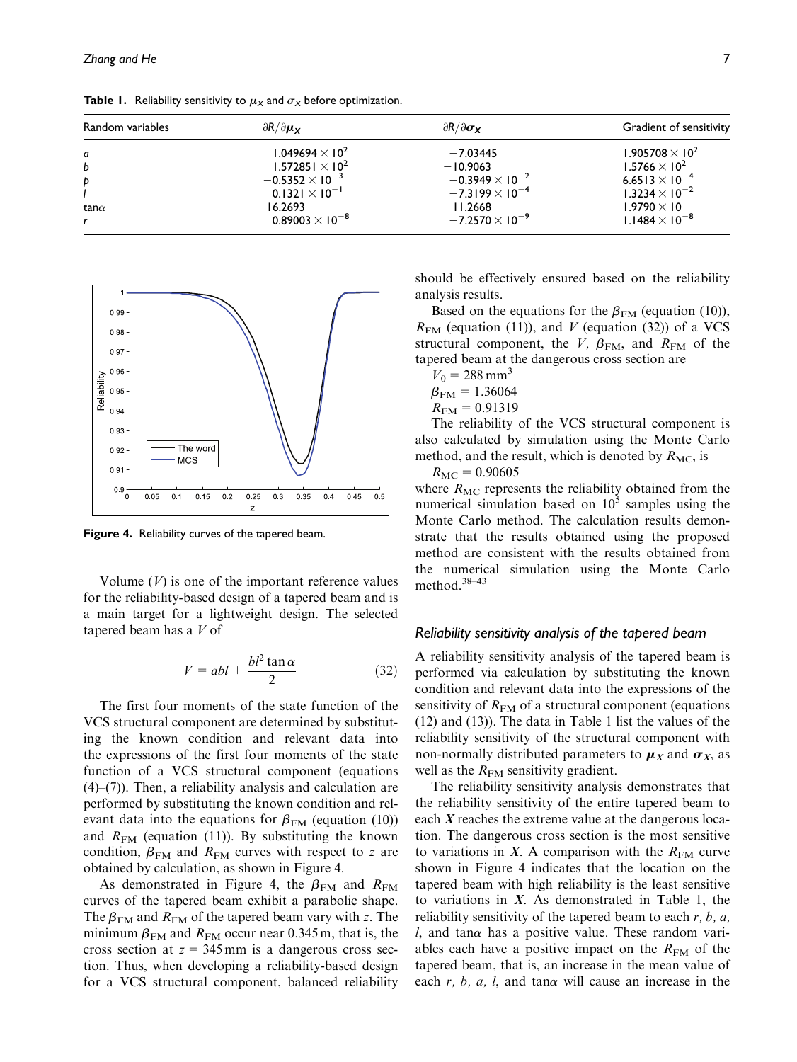**Table 1.** Reliability sensitivity to $\mu_X$ and $\sigma_X$ before optimization.

| Random variables | $\partial R/\partial \boldsymbol{\mu}_X$ | $\partial R/\partial \boldsymbol{\sigma}_X$ | Gradient of sensitivity |
|---|---|---|---|
| $a$ | $1.049694 \times 10^{2}$ | $-7.03445$ | $1.905708 \times 10^{2}$ |
| $b$ | $1.572851 \times 10^{2}$ | $-10.9063$ | $1.5766 \times 10^{2}$ |
| $p$ | $-0.5352 \times 10^{-3}$ | $-0.3949 \times 10^{-2}$ | $6.6513 \times 10^{-4}$ |
| $l$ | $0.1321 \times 10^{-1}$ | $-7.3199 \times 10^{-4}$ | $1.3234 \times 10^{-2}$ |
| $\tan\alpha$ | 16.2693 | $-11.2668$ | $1.9790 \times 10$ |
| $r$ | $0.89003 \times 10^{-8}$ | $-7.2570 \times 10^{-9}$ | $1.1484 \times 10^{-8}$ |

**Figure 4.** Reliability curves of the tapered beam.

Volume ($V$) is one of the important reference values for the reliability-based design of a tapered beam and is a main target for a lightweight design. The selected tapered beam has a $V$ of

$$V = abl + \frac{bl^2 \tan\alpha}{2} \tag{32}$$

The first four moments of the state function of the VCS structural component are determined by substituting the known condition and relevant data into the expressions of the first four moments of the state function of a VCS structural component (equations (4)–(7)). Then, a reliability analysis and calculation are performed by substituting the known condition and relevant data into the equations for $\beta_{\mathrm{FM}}$ (equation (10)) and $R_{\mathrm{FM}}$ (equation (11)). By substituting the known condition, $\beta_{\mathrm{FM}}$ and $R_{\mathrm{FM}}$ curves with respect to $z$ are obtained by calculation, as shown in Figure 4.

As demonstrated in Figure 4, the $\beta_{\mathrm{FM}}$ and $R_{\mathrm{FM}}$ curves of the tapered beam exhibit a parabolic shape. The $\beta_{\mathrm{FM}}$ and $R_{\mathrm{FM}}$ of the tapered beam vary with $z$. The minimum $\beta_{\mathrm{FM}}$ and $R_{\mathrm{FM}}$ occur near 0.345 m, that is, the cross section at $z = 345$ mm is a dangerous cross section. Thus, when developing a reliability-based design for a VCS structural component, balanced reliability should be effectively ensured based on the reliability analysis results.

Based on the equations for the $\beta_{\mathrm{FM}}$ (equation (10)), $R_{\mathrm{FM}}$ (equation (11)), and $V$ (equation (32)) of a VCS structural component, the $V$, $\beta_{\mathrm{FM}}$, and $R_{\mathrm{FM}}$ of the tapered beam at the dangerous cross section are

$V_0 = 288\,\mathrm{mm}^3$

$\beta_{\mathrm{FM}} = 1.36064$

$R_{\mathrm{FM}} = 0.91319$

The reliability of the VCS structural component is also calculated by simulation using the Monte Carlo method, and the result, which is denoted by $R_{\mathrm{MC}}$, is

$R_{\mathrm{MC}} = 0.90605$

where $R_{\mathrm{MC}}$ represents the reliability obtained from the numerical simulation based on $10^5$ samples using the Monte Carlo method. The calculation results demonstrate that the results obtained using the proposed method are consistent with the results obtained from the numerical simulation using the Monte Carlo method.[38–43]

### Reliability sensitivity analysis of the tapered beam

A reliability sensitivity analysis of the tapered beam is performed via calculation by substituting the known condition and relevant data into the expressions of the sensitivity of $R_{\mathrm{FM}}$ of a structural component (equations (12) and (13)). The data in Table 1 list the values of the reliability sensitivity of the structural component with non-normally distributed parameters to $\boldsymbol{\mu}_X$ and $\boldsymbol{\sigma}_X$, as well as the $R_{\mathrm{FM}}$ sensitivity gradient.

The reliability sensitivity analysis demonstrates that the reliability sensitivity of the entire tapered beam to each $\boldsymbol{X}$ reaches the extreme value at the dangerous location. The dangerous cross section is the most sensitive to variations in $\boldsymbol{X}$. A comparison with the $R_{\mathrm{FM}}$ curve shown in Figure 4 indicates that the location on the tapered beam with high reliability is the least sensitive to variations in $\boldsymbol{X}$. As demonstrated in Table 1, the reliability sensitivity of the tapered beam to each $r$, $b$, $a$, $l$, and $\tan\alpha$ has a positive value. These random variables each have a positive impact on the $R_{\mathrm{FM}}$ of the tapered beam, that is, an increase in the mean value of each $r$, $b$, $a$, $l$, and $\tan\alpha$ will cause an increase in the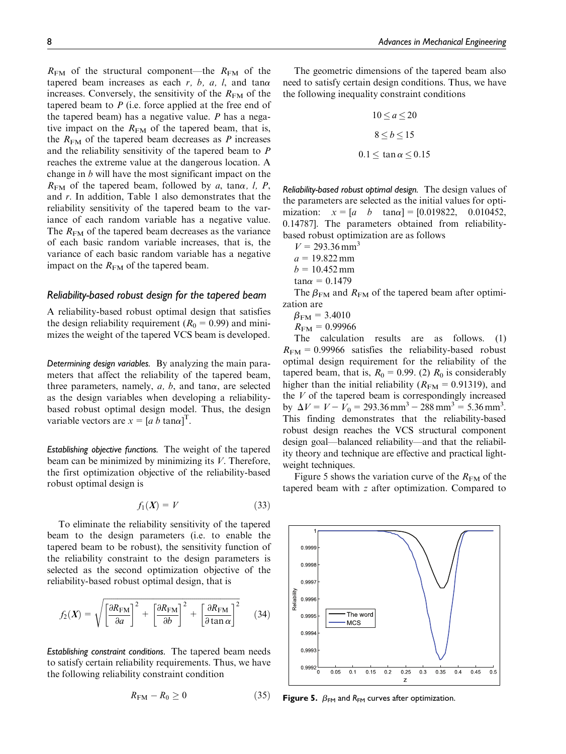$R_{FM}$ of the structural component—the $R_{FM}$ of the tapered beam increases as each $r$, $b$, $a$, $l$, and $\tan\alpha$ increases. Conversely, the sensitivity of the $R_{FM}$ of the tapered beam to $P$ (i.e. force applied at the free end of the tapered beam) has a negative value. $P$ has a negative impact on the $R_{FM}$ of the tapered beam, that is, the $R_{FM}$ of the tapered beam decreases as $P$ increases and the reliability sensitivity of the tapered beam to $P$ reaches the extreme value at the dangerous location. A change in $b$ will have the most significant impact on the $R_{FM}$ of the tapered beam, followed by $a$, $\tan\alpha$, $l$, $P$, and $r$. In addition, Table 1 also demonstrates that the reliability sensitivity of the tapered beam to the variance of each random variable has a negative value. The $R_{FM}$ of the tapered beam decreases as the variance of each basic random variable increases, that is, the variance of each basic random variable has a negative impact on the $R_{FM}$ of the tapered beam.

### *Reliability-based robust design for the tapered beam*

A reliability-based robust optimal design that satisfies the design reliability requirement ($R_0 = 0.99$) and minimizes the weight of the tapered VCS beam is developed.

*Determining design variables.* By analyzing the main parameters that affect the reliability of the tapered beam, three parameters, namely, $a$, $b$, and $\tan\alpha$, are selected as the design variables when developing a reliability-based robust optimal design model. Thus, the design variable vectors are $x = [a\ b\ \tan\alpha]^T$.

*Establishing objective functions.* The weight of the tapered beam can be minimized by minimizing its $V$. Therefore, the first optimization objective of the reliability-based robust optimal design is

$$f_1(\boldsymbol{X}) = V \tag{33}$$

To eliminate the reliability sensitivity of the tapered beam to the design parameters (i.e. to enable the tapered beam to be robust), the sensitivity function of the reliability constraint to the design parameters is selected as the second optimization objective of the reliability-based robust optimal design, that is

$$f_2(\boldsymbol{X}) = \sqrt{\left[\frac{\partial R_{FM}}{\partial a}\right]^2 + \left[\frac{\partial R_{FM}}{\partial b}\right]^2 + \left[\frac{\partial R_{FM}}{\partial \tan\alpha}\right]^2} \tag{34}$$

*Establishing constraint conditions.* The tapered beam needs to satisfy certain reliability requirements. Thus, we have the following reliability constraint condition

$$R_{FM} - R_0 \geq 0 \tag{35}$$

The geometric dimensions of the tapered beam also need to satisfy certain design conditions. Thus, we have the following inequality constraint conditions

$$10 \leq a \leq 20$$

$$8 \leq b \leq 15$$

$$0.1 \leq \tan\alpha \leq 0.15$$

*Reliability-based robust optimal design.* The design values of the parameters are selected as the initial values for optimization: $x = [a \quad b \quad \tan\alpha] = [0.019822,\ 0.010452,\ 0.14787]$. The parameters obtained from reliability-based robust optimization are as follows

$V = 293.36\,\text{mm}^3$
$a = 19.822\,\text{mm}$
$b = 10.452\,\text{mm}$
$\tan\alpha = 0.1479$

The $\beta_{FM}$ and $R_{FM}$ of the tapered beam after optimization are

$\beta_{FM} = 3.4010$
$R_{FM} = 0.99966$

The calculation results are as follows. (1) $R_{FM} = 0.99966$ satisfies the reliability-based robust optimal design requirement for the reliability of the tapered beam, that is, $R_0 = 0.99$. (2) $R_0$ is considerably higher than the initial reliability ($R_{FM} = 0.91319$), and the $V$ of the tapered beam is correspondingly increased by $\Delta V = V - V_0 = 293.36\,\text{mm}^3 - 288\,\text{mm}^3 = 5.36\,\text{mm}^3$. This finding demonstrates that the reliability-based robust design reaches the VCS structural component design goal—balanced reliability—and that the reliability theory and technique are effective and practical lightweight techniques.

Figure 5 shows the variation curve of the $R_{FM}$ of the tapered beam with $z$ after optimization. Compared to

**Figure 5.** $\beta_{FM}$ and $R_{FM}$ curves after optimization.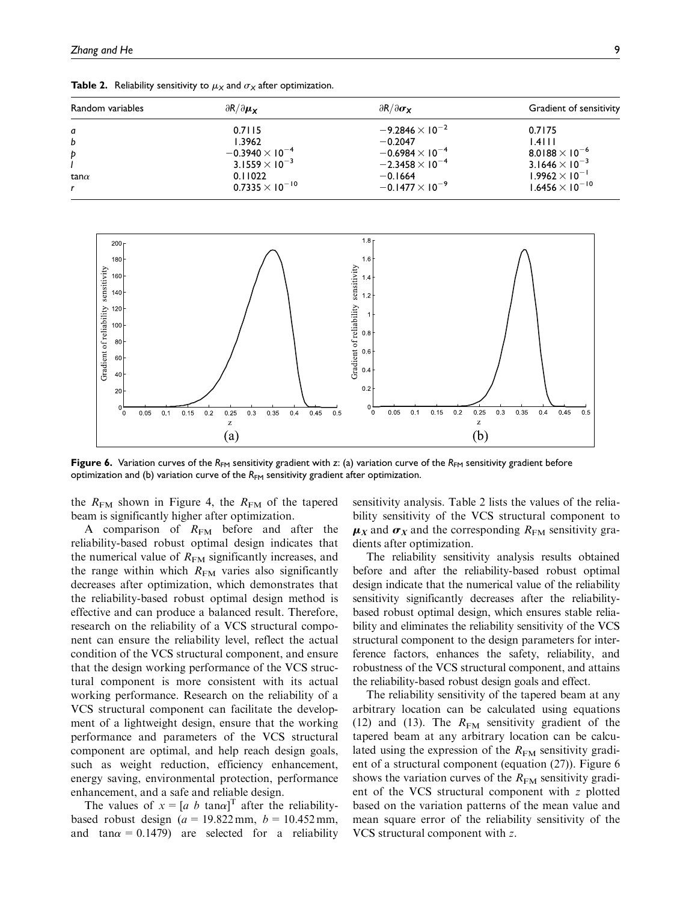**Table 2.** Reliability sensitivity to $\mu_X$ and $\sigma_X$ after optimization.

| Random variables | $\partial R/\partial \boldsymbol{\mu_X}$ | $\partial R/\partial \boldsymbol{\sigma_X}$ | Gradient of sensitivity |
|---|---|---|---|
| $a$ | 0.7115 | $-9.2846 \times 10^{-2}$ | 0.7175 |
| $b$ | 1.3962 | $-0.2047$ | 1.4111 |
| $p$ | $-0.3940 \times 10^{-4}$ | $-0.6984 \times 10^{-4}$ | $8.0188 \times 10^{-6}$ |
| $l$ | $3.1559 \times 10^{-3}$ | $-2.3458 \times 10^{-4}$ | $3.1646 \times 10^{-3}$ |
| $\tan\alpha$ | 0.11022 | $-0.1664$ | $1.9962 \times 10^{-1}$ |
| $r$ | $0.7335 \times 10^{-10}$ | $-0.1477 \times 10^{-9}$ | $1.6456 \times 10^{-10}$ |

**Figure 6.** Variation curves of the $R_{\text{FM}}$ sensitivity gradient with z: (a) variation curve of the $R_{\text{FM}}$ sensitivity gradient before optimization and (b) variation curve of the $R_{\text{FM}}$ sensitivity gradient after optimization.

the $R_{\text{FM}}$ shown in Figure 4, the $R_{\text{FM}}$ of the tapered beam is significantly higher after optimization.

A comparison of $R_{\text{FM}}$ before and after the reliability-based robust optimal design indicates that the numerical value of $R_{\text{FM}}$ significantly increases, and the range within which $R_{\text{FM}}$ varies also significantly decreases after optimization, which demonstrates that the reliability-based robust optimal design method is effective and can produce a balanced result. Therefore, research on the reliability of a VCS structural component can ensure the reliability level, reflect the actual condition of the VCS structural component, and ensure that the design working performance of the VCS structural component is more consistent with its actual working performance. Research on the reliability of a VCS structural component can facilitate the development of a lightweight design, ensure that the working performance and parameters of the VCS structural component are optimal, and help reach design goals, such as weight reduction, efficiency enhancement, energy saving, environmental protection, performance enhancement, and a safe and reliable design.

The values of $x = [a \ b \ \tan\alpha]^{\text{T}}$ after the reliability-based robust design ($a = 19.822\,\text{mm}$, $b = 10.452\,\text{mm}$, and $\tan\alpha = 0.1479$) are selected for a reliability sensitivity analysis. Table 2 lists the values of the reliability sensitivity of the VCS structural component to $\boldsymbol{\mu_X}$ and $\boldsymbol{\sigma_X}$ and the corresponding $R_{\text{FM}}$ sensitivity gradients after optimization.

The reliability sensitivity analysis results obtained before and after the reliability-based robust optimal design indicate that the numerical value of the reliability sensitivity significantly decreases after the reliability-based robust optimal design, which ensures stable reliability and eliminates the reliability sensitivity of the VCS structural component to the design parameters for interference factors, enhances the safety, reliability, and robustness of the VCS structural component, and attains the reliability-based robust design goals and effect.

The reliability sensitivity of the tapered beam at any arbitrary location can be calculated using equations (12) and (13). The $R_{\text{FM}}$ sensitivity gradient of the tapered beam at any arbitrary location can be calculated using the expression of the $R_{\text{FM}}$ sensitivity gradient of a structural component (equation (27)). Figure 6 shows the variation curves of the $R_{\text{FM}}$ sensitivity gradient of the VCS structural component with $z$ plotted based on the variation patterns of the mean value and mean square error of the reliability sensitivity of the VCS structural component with $z$.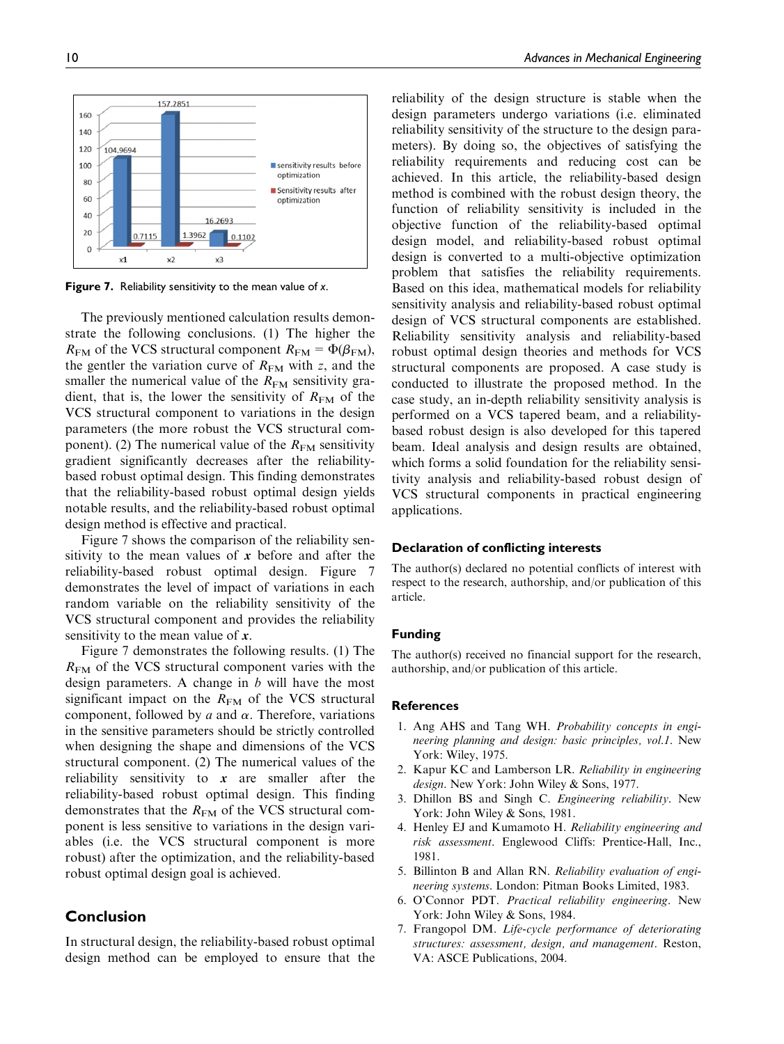Figure 7. Reliability sensitivity to the mean value of $x$.

The previously mentioned calculation results demonstrate the following conclusions. (1) The higher the $R_{FM}$ of the VCS structural component $R_{FM} = \Phi(\beta_{FM})$, the gentler the variation curve of $R_{FM}$ with $z$, and the smaller the numerical value of the $R_{FM}$ sensitivity gradient, that is, the lower the sensitivity of $R_{FM}$ of the VCS structural component to variations in the design parameters (the more robust the VCS structural component). (2) The numerical value of the $R_{FM}$ sensitivity gradient significantly decreases after the reliability-based robust optimal design. This finding demonstrates that the reliability-based robust optimal design yields notable results, and the reliability-based robust optimal design method is effective and practical.

Figure 7 shows the comparison of the reliability sensitivity to the mean values of $\boldsymbol{x}$ before and after the reliability-based robust optimal design. Figure 7 demonstrates the level of impact of variations in each random variable on the reliability sensitivity of the VCS structural component and provides the reliability sensitivity to the mean value of $\boldsymbol{x}$.

Figure 7 demonstrates the following results. (1) The $R_{FM}$ of the VCS structural component varies with the design parameters. A change in $b$ will have the most significant impact on the $R_{FM}$ of the VCS structural component, followed by $a$ and $\alpha$. Therefore, variations in the sensitive parameters should be strictly controlled when designing the shape and dimensions of the VCS structural component. (2) The numerical values of the reliability sensitivity to $\boldsymbol{x}$ are smaller after the reliability-based robust optimal design. This finding demonstrates that the $R_{FM}$ of the VCS structural component is less sensitive to variations in the design variables (i.e. the VCS structural component is more robust) after the optimization, and the reliability-based robust optimal design goal is achieved.

## Conclusion

In structural design, the reliability-based robust optimal design method can be employed to ensure that the reliability of the design structure is stable when the design parameters undergo variations (i.e. eliminated reliability sensitivity of the structure to the design parameters). By doing so, the objectives of satisfying the reliability requirements and reducing cost can be achieved. In this article, the reliability-based design method is combined with the robust design theory, the function of reliability sensitivity is included in the objective function of the reliability-based optimal design model, and reliability-based robust optimal design is converted to a multi-objective optimization problem that satisfies the reliability requirements. Based on this idea, mathematical models for reliability sensitivity analysis and reliability-based robust optimal design of VCS structural components are established. Reliability sensitivity analysis and reliability-based robust optimal design theories and methods for VCS structural components are proposed. A case study is conducted to illustrate the proposed method. In the case study, an in-depth reliability sensitivity analysis is performed on a VCS tapered beam, and a reliability-based robust design is also developed for this tapered beam. Ideal analysis and design results are obtained, which forms a solid foundation for the reliability sensitivity analysis and reliability-based robust design of VCS structural components in practical engineering applications.

### Declaration of conflicting interests

The author(s) declared no potential conflicts of interest with respect to the research, authorship, and/or publication of this article.

### Funding

The author(s) received no financial support for the research, authorship, and/or publication of this article.

### References

1. Ang AHS and Tang WH. *Probability concepts in engineering planning and design: basic principles, vol.1*. New York: Wiley, 1975.
2. Kapur KC and Lamberson LR. *Reliability in engineering design*. New York: John Wiley & Sons, 1977.
3. Dhillon BS and Singh C. *Engineering reliability*. New York: John Wiley & Sons, 1981.
4. Henley EJ and Kumamoto H. *Reliability engineering and risk assessment*. Englewood Cliffs: Prentice-Hall, Inc., 1981.
5. Billinton B and Allan RN. *Reliability evaluation of engineering systems*. London: Pitman Books Limited, 1983.
6. O'Connor PDT. *Practical reliability engineering*. New York: John Wiley & Sons, 1984.
7. Frangopol DM. *Life-cycle performance of deteriorating structures: assessment, design, and management*. Reston, VA: ASCE Publications, 2004.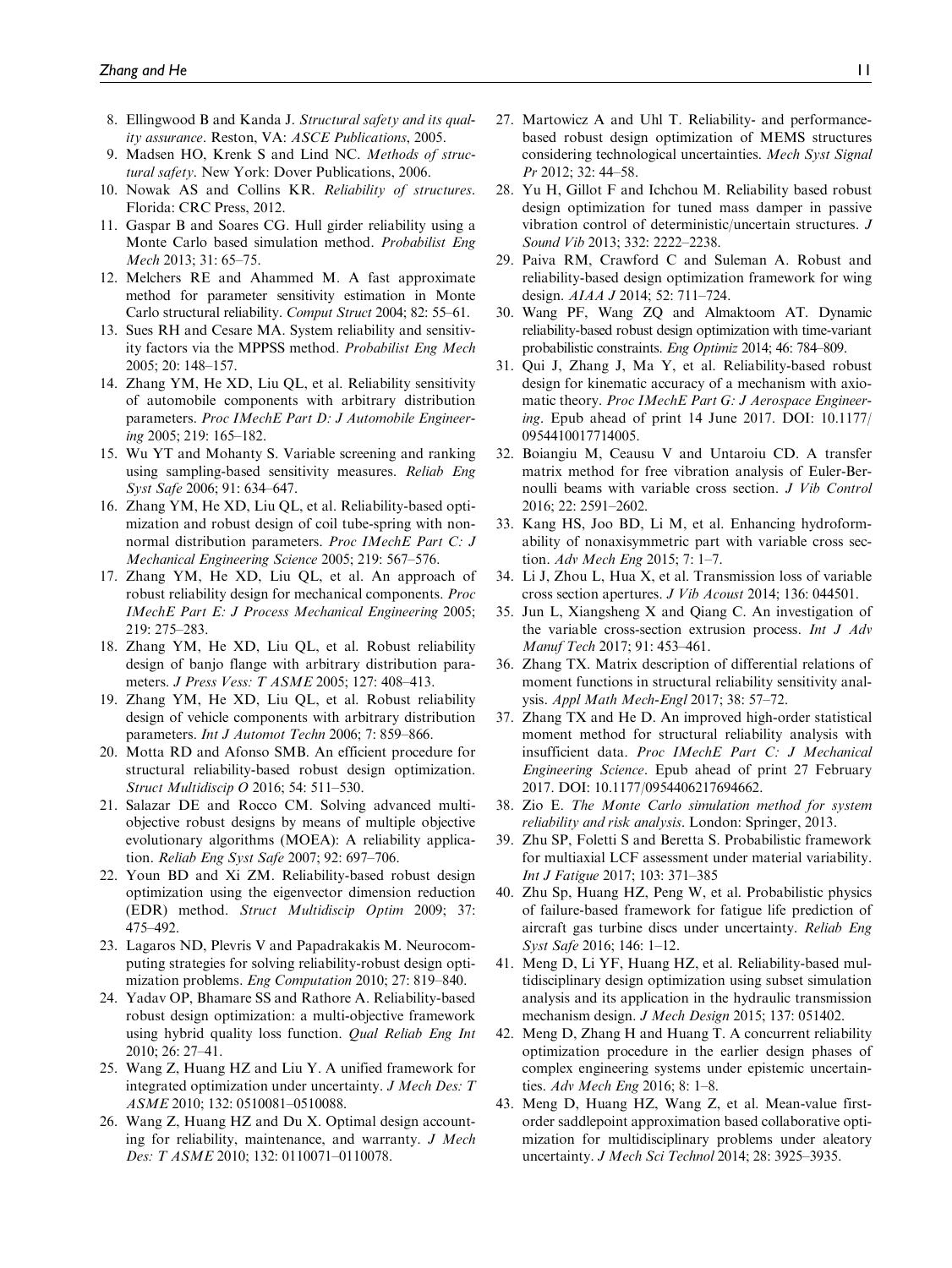8. Ellingwood B and Kanda J. *Structural safety and its quality assurance*. Reston, VA: *ASCE Publications*, 2005.
9. Madsen HO, Krenk S and Lind NC. *Methods of structural safety*. New York: Dover Publications, 2006.
10. Nowak AS and Collins KR. *Reliability of structures*. Florida: CRC Press, 2012.
11. Gaspar B and Soares CG. Hull girder reliability using a Monte Carlo based simulation method. *Probabilist Eng Mech* 2013; 31: 65–75.
12. Melchers RE and Ahammed M. A fast approximate method for parameter sensitivity estimation in Monte Carlo structural reliability. *Comput Struct* 2004; 82: 55–61.
13. Sues RH and Cesare MA. System reliability and sensitivity factors via the MPPSS method. *Probabilist Eng Mech* 2005; 20: 148–157.
14. Zhang YM, He XD, Liu QL, et al. Reliability sensitivity of automobile components with arbitrary distribution parameters. *Proc IMechE Part D: J Automobile Engineering* 2005; 219: 165–182.
15. Wu YT and Mohanty S. Variable screening and ranking using sampling-based sensitivity measures. *Reliab Eng Syst Safe* 2006; 91: 634–647.
16. Zhang YM, He XD, Liu QL, et al. Reliability-based optimization and robust design of coil tube-spring with non-normal distribution parameters. *Proc IMechE Part C: J Mechanical Engineering Science* 2005; 219: 567–576.
17. Zhang YM, He XD, Liu QL, et al. An approach of robust reliability design for mechanical components. *Proc IMechE Part E: J Process Mechanical Engineering* 2005; 219: 275–283.
18. Zhang YM, He XD, Liu QL, et al. Robust reliability design of banjo flange with arbitrary distribution parameters. *J Press Vess: T ASME* 2005; 127: 408–413.
19. Zhang YM, He XD, Liu QL, et al. Robust reliability design of vehicle components with arbitrary distribution parameters. *Int J Automot Techn* 2006; 7: 859–866.
20. Motta RD and Afonso SMB. An efficient procedure for structural reliability-based robust design optimization. *Struct Multidiscip O* 2016; 54: 511–530.
21. Salazar DE and Rocco CM. Solving advanced multi-objective robust designs by means of multiple objective evolutionary algorithms (MOEA): A reliability application. *Reliab Eng Syst Safe* 2007; 92: 697–706.
22. Youn BD and Xi ZM. Reliability-based robust design optimization using the eigenvector dimension reduction (EDR) method. *Struct Multidiscip Optim* 2009; 37: 475–492.
23. Lagaros ND, Plevris V and Papadrakakis M. Neurocomputing strategies for solving reliability-robust design optimization problems. *Eng Computation* 2010; 27: 819–840.
24. Yadav OP, Bhamare SS and Rathore A. Reliability-based robust design optimization: a multi-objective framework using hybrid quality loss function. *Qual Reliab Eng Int* 2010; 26: 27–41.
25. Wang Z, Huang HZ and Liu Y. A unified framework for integrated optimization under uncertainty. *J Mech Des: T ASME* 2010; 132: 0510081–0510088.
26. Wang Z, Huang HZ and Du X. Optimal design accounting for reliability, maintenance, and warranty. *J Mech Des: T ASME* 2010; 132: 0110071–0110078.
27. Martowicz A and Uhl T. Reliability- and performance-based robust design optimization of MEMS structures considering technological uncertainties. *Mech Syst Signal Pr* 2012; 32: 44–58.
28. Yu H, Gillot F and Ichchou M. Reliability based robust design optimization for tuned mass damper in passive vibration control of deterministic/uncertain structures. *J Sound Vib* 2013; 332: 2222–2238.
29. Paiva RM, Crawford C and Suleman A. Robust and reliability-based design optimization framework for wing design. *AIAA J* 2014; 52: 711–724.
30. Wang PF, Wang ZQ and Almaktoom AT. Dynamic reliability-based robust design optimization with time-variant probabilistic constraints. *Eng Optimiz* 2014; 46: 784–809.
31. Qui J, Zhang J, Ma Y, et al. Reliability-based robust design for kinematic accuracy of a mechanism with axiomatic theory. *Proc IMechE Part G: J Aerospace Engineering*. Epub ahead of print 14 June 2017. DOI: 10.1177/0954410017714005.
32. Boiangiu M, Ceausu V and Untaroiu CD. A transfer matrix method for free vibration analysis of Euler-Bernoulli beams with variable cross section. *J Vib Control* 2016; 22: 2591–2602.
33. Kang HS, Joo BD, Li M, et al. Enhancing hydroformability of nonaxisymmetric part with variable cross section. *Adv Mech Eng* 2015; 7: 1–7.
34. Li J, Zhou L, Hua X, et al. Transmission loss of variable cross section apertures. *J Vib Acoust* 2014; 136: 044501.
35. Jun L, Xiangsheng X and Qiang C. An investigation of the variable cross-section extrusion process. *Int J Adv Manuf Tech* 2017; 91: 453–461.
36. Zhang TX. Matrix description of differential relations of moment functions in structural reliability sensitivity analysis. *Appl Math Mech-Engl* 2017; 38: 57–72.
37. Zhang TX and He D. An improved high-order statistical moment method for structural reliability analysis with insufficient data. *Proc IMechE Part C: J Mechanical Engineering Science*. Epub ahead of print 27 February 2017. DOI: 10.1177/0954406217694662.
38. Zio E. *The Monte Carlo simulation method for system reliability and risk analysis*. London: Springer, 2013.
39. Zhu SP, Foletti S and Beretta S. Probabilistic framework for multiaxial LCF assessment under material variability. *Int J Fatigue* 2017; 103: 371–385
40. Zhu Sp, Huang HZ, Peng W, et al. Probabilistic physics of failure-based framework for fatigue life prediction of aircraft gas turbine discs under uncertainty. *Reliab Eng Syst Safe* 2016; 146: 1–12.
41. Meng D, Li YF, Huang HZ, et al. Reliability-based multidisciplinary design optimization using subset simulation analysis and its application in the hydraulic transmission mechanism design. *J Mech Design* 2015; 137: 051402.
42. Meng D, Zhang H and Huang T. A concurrent reliability optimization procedure in the earlier design phases of complex engineering systems under epistemic uncertainties. *Adv Mech Eng* 2016; 8: 1–8.
43. Meng D, Huang HZ, Wang Z, et al. Mean-value first-order saddlepoint approximation based collaborative optimization for multidisciplinary problems under aleatory uncertainty. *J Mech Sci Technol* 2014; 28: 3925–3935.